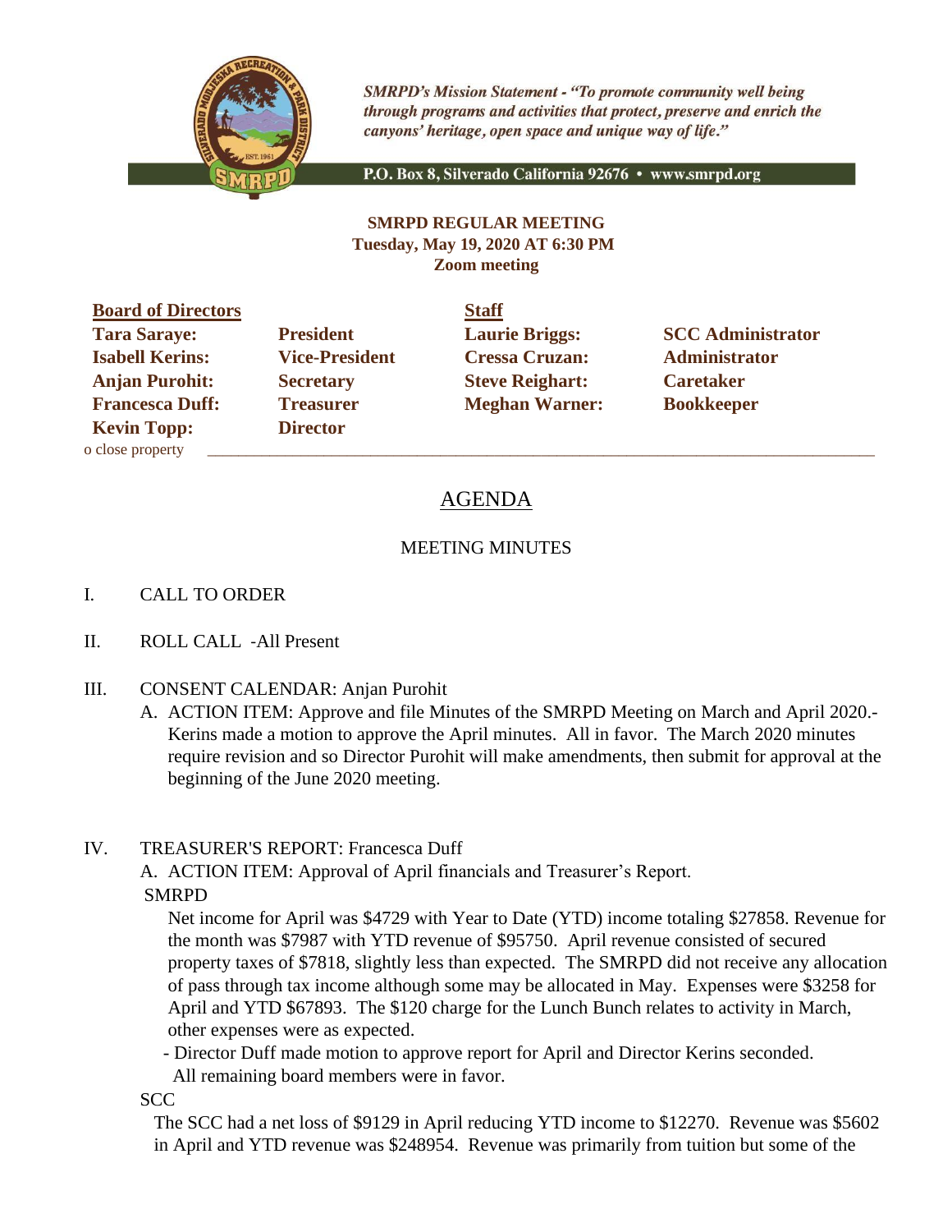*SMRPD's Mission Statement - "To promote community well being through programs and activities that protect, preserve and enrich the canyons' heritage, open space and unique way of life."*

P.O. Box 8, Silverado California 92676 • www.smrpd.org

**SMRPD REGULAR MEETING**
**Tuesday, May 19, 2020 AT 6:30 PM**
**Zoom meeting**

| **Board of Directors** | | **Staff** | |
|---|---|---|---|
| **Tara Saraye:** | **President** | **Laurie Briggs:** | **SCC Administrator** |
| **Isabell Kerins:** | **Vice-President** | **Cressa Cruzan:** | **Administrator** |
| **Anjan Purohit:** | **Secretary** | **Steve Reighart:** | **Caretaker** |
| **Francesca Duff:** | **Treasurer** | **Meghan Warner:** | **Bookkeeper** |
| **Kevin Topp:** | **Director** | | |

o close property

# AGENDA

## MEETING MINUTES

I. CALL TO ORDER

II. ROLL CALL -All Present

III. CONSENT CALENDAR: Anjan Purohit

A. ACTION ITEM: Approve and file Minutes of the SMRPD Meeting on March and April 2020.- Kerins made a motion to approve the April minutes. All in favor. The March 2020 minutes require revision and so Director Purohit will make amendments, then submit for approval at the beginning of the June 2020 meeting.

IV. TREASURER'S REPORT: Francesca Duff

A. ACTION ITEM: Approval of April financials and Treasurer's Report.

SMRPD

Net income for April was $4729 with Year to Date (YTD) income totaling $27858. Revenue for the month was $7987 with YTD revenue of $95750. April revenue consisted of secured property taxes of $7818, slightly less than expected. The SMRPD did not receive any allocation of pass through tax income although some may be allocated in May. Expenses were $3258 for April and YTD $67893. The $120 charge for the Lunch Bunch relates to activity in March, other expenses were as expected.

- Director Duff made motion to approve report for April and Director Kerins seconded. All remaining board members were in favor.

SCC

The SCC had a net loss of $9129 in April reducing YTD income to $12270. Revenue was $5602 in April and YTD revenue was $248954. Revenue was primarily from tuition but some of the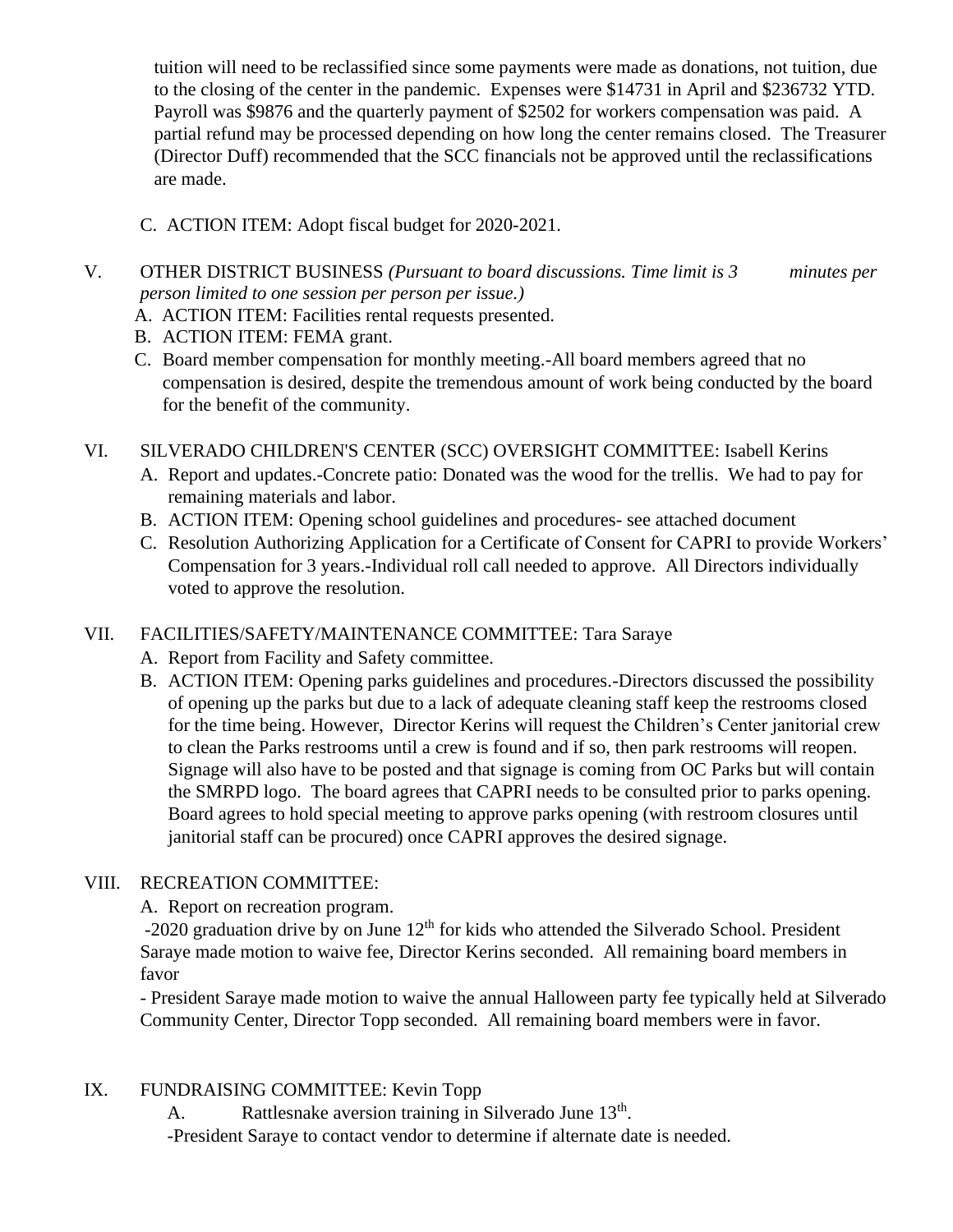tuition will need to be reclassified since some payments were made as donations, not tuition, due to the closing of the center in the pandemic. Expenses were $14731 in April and $236732 YTD. Payroll was $9876 and the quarterly payment of $2502 for workers compensation was paid. A partial refund may be processed depending on how long the center remains closed. The Treasurer (Director Duff) recommended that the SCC financials not be approved until the reclassifications are made.

C. ACTION ITEM: Adopt fiscal budget for 2020-2021.

V. OTHER DISTRICT BUSINESS *(Pursuant to board discussions. Time limit is 3 minutes per person limited to one session per person per issue.)*

A. ACTION ITEM: Facilities rental requests presented.
B. ACTION ITEM: FEMA grant.
C. Board member compensation for monthly meeting.-All board members agreed that no compensation is desired, despite the tremendous amount of work being conducted by the board for the benefit of the community.

VI. SILVERADO CHILDREN'S CENTER (SCC) OVERSIGHT COMMITTEE: Isabell Kerins

A. Report and updates.-Concrete patio: Donated was the wood for the trellis. We had to pay for remaining materials and labor.
B. ACTION ITEM: Opening school guidelines and procedures- see attached document
C. Resolution Authorizing Application for a Certificate of Consent for CAPRI to provide Workers' Compensation for 3 years.-Individual roll call needed to approve. All Directors individually voted to approve the resolution.

VII. FACILITIES/SAFETY/MAINTENANCE COMMITTEE: Tara Saraye

A. Report from Facility and Safety committee.
B. ACTION ITEM: Opening parks guidelines and procedures.-Directors discussed the possibility of opening up the parks but due to a lack of adequate cleaning staff keep the restrooms closed for the time being. However, Director Kerins will request the Children's Center janitorial crew to clean the Parks restrooms until a crew is found and if so, then park restrooms will reopen. Signage will also have to be posted and that signage is coming from OC Parks but will contain the SMRPD logo. The board agrees that CAPRI needs to be consulted prior to parks opening. Board agrees to hold special meeting to approve parks opening (with restroom closures until janitorial staff can be procured) once CAPRI approves the desired signage.

VIII. RECREATION COMMITTEE:

A. Report on recreation program.

-2020 graduation drive by on June 12th for kids who attended the Silverado School. President Saraye made motion to waive fee, Director Kerins seconded. All remaining board members in favor

- President Saraye made motion to waive the annual Halloween party fee typically held at Silverado Community Center, Director Topp seconded. All remaining board members were in favor.

IX. FUNDRAISING COMMITTEE: Kevin Topp

A. Rattlesnake aversion training in Silverado June 13th.

-President Saraye to contact vendor to determine if alternate date is needed.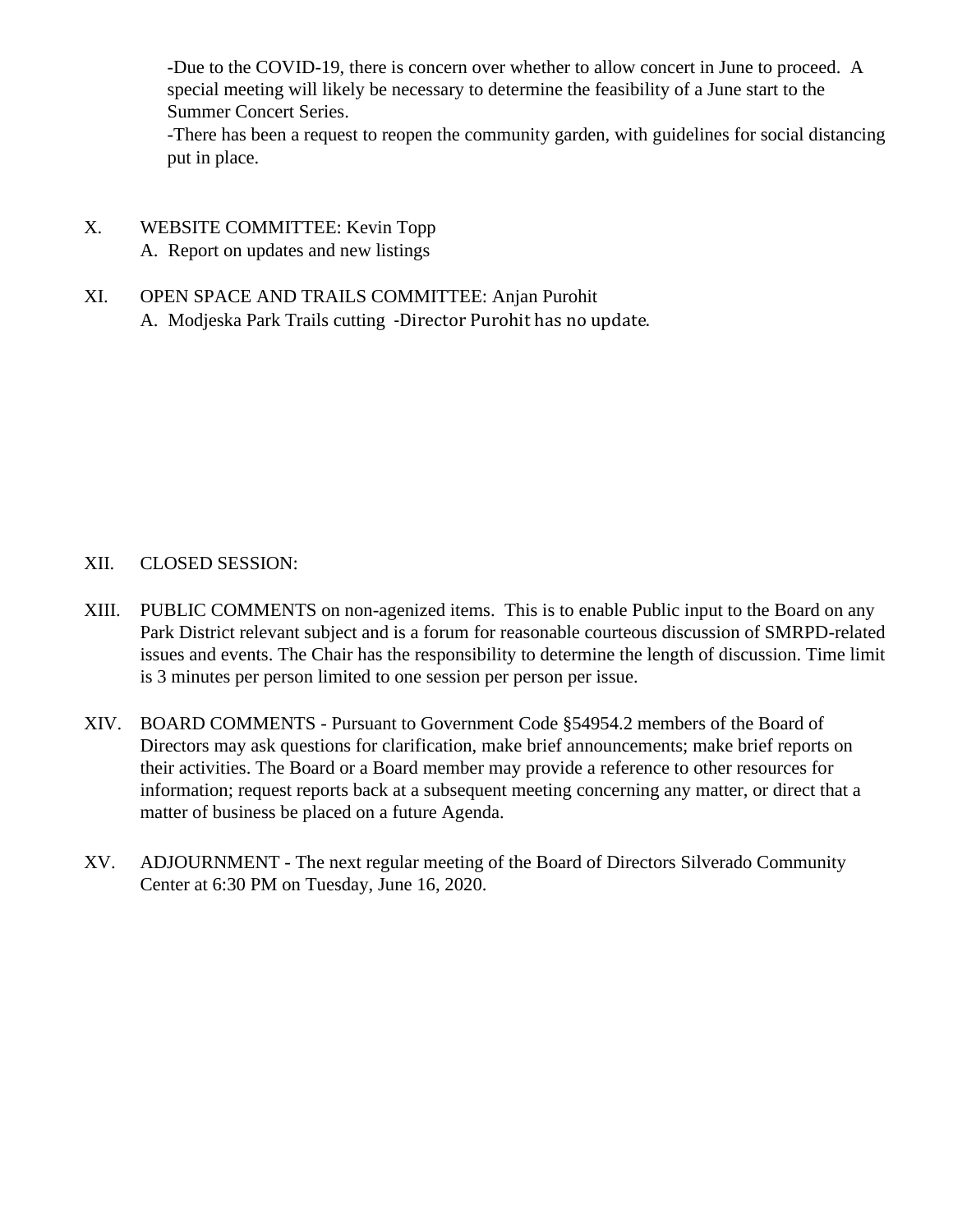-Due to the COVID-19, there is concern over whether to allow concert in June to proceed. A special meeting will likely be necessary to determine the feasibility of a June start to the Summer Concert Series.
-There has been a request to reopen the community garden, with guidelines for social distancing put in place.

X. WEBSITE COMMITTEE: Kevin Topp
   A. Report on updates and new listings

XI. OPEN SPACE AND TRAILS COMMITTEE: Anjan Purohit
   A. Modjeska Park Trails cutting -Director Purohit has no update.

XII. CLOSED SESSION:

XIII. PUBLIC COMMENTS on non-agenized items. This is to enable Public input to the Board on any Park District relevant subject and is a forum for reasonable courteous discussion of SMRPD-related issues and events. The Chair has the responsibility to determine the length of discussion. Time limit is 3 minutes per person limited to one session per person per issue.

XIV. BOARD COMMENTS - Pursuant to Government Code §54954.2 members of the Board of Directors may ask questions for clarification, make brief announcements; make brief reports on their activities. The Board or a Board member may provide a reference to other resources for information; request reports back at a subsequent meeting concerning any matter, or direct that a matter of business be placed on a future Agenda.

XV. ADJOURNMENT - The next regular meeting of the Board of Directors Silverado Community Center at 6:30 PM on Tuesday, June 16, 2020.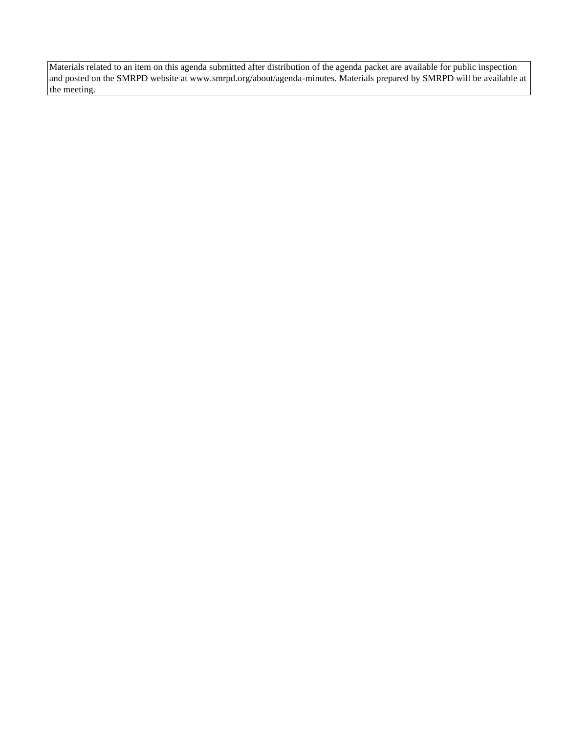Materials related to an item on this agenda submitted after distribution of the agenda packet are available for public inspection and posted on the SMRPD website at www.smrpd.org/about/agenda-minutes. Materials prepared by SMRPD will be available at the meeting.